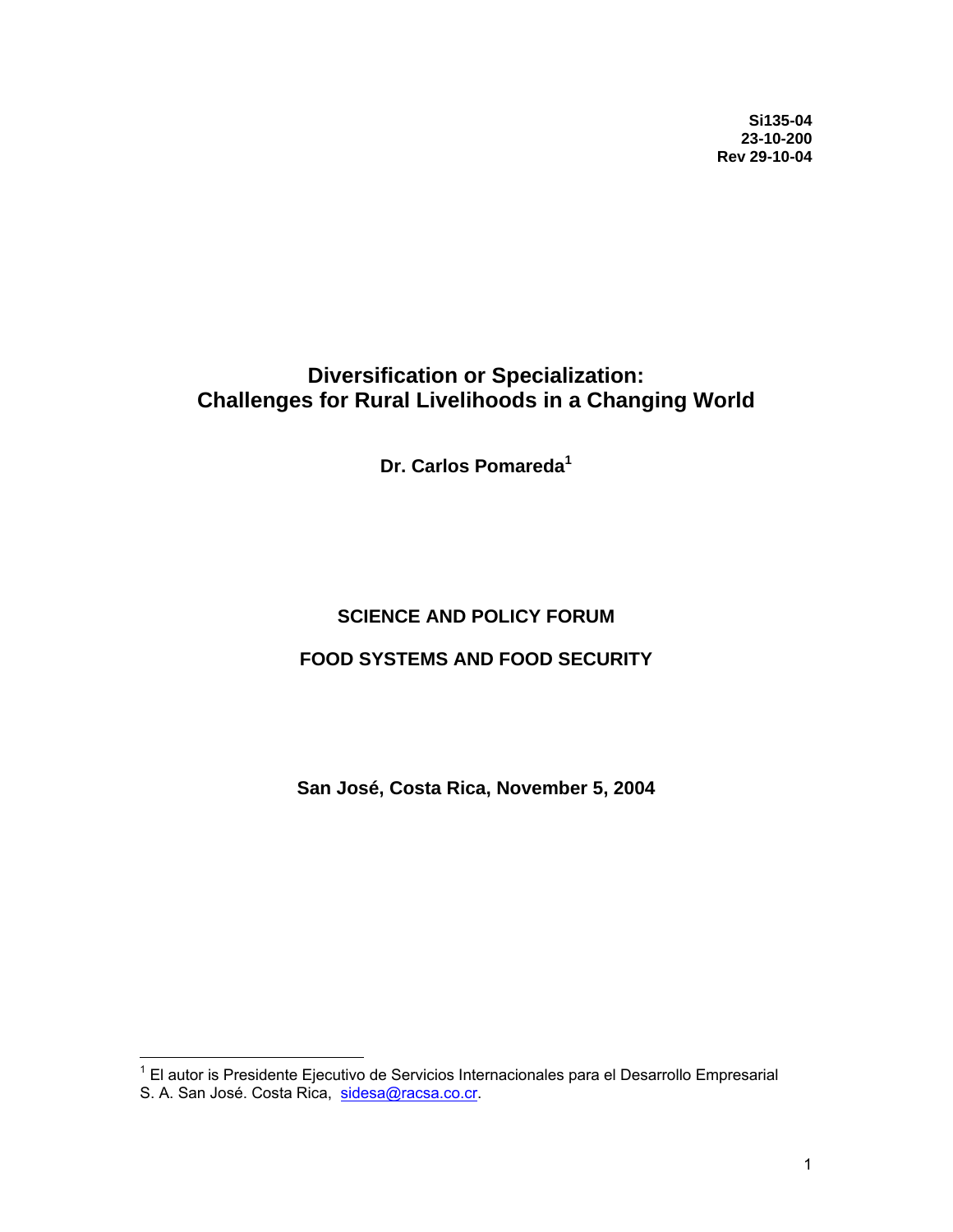Si135-04
23-10-200
Rev 29-10-04

# Diversification or Specialization: Challenges for Rural Livelihoods in a Changing World

**Dr. Carlos Pomareda[1]**

**SCIENCE AND POLICY FORUM**

**FOOD SYSTEMS AND FOOD SECURITY**

**San José, Costa Rica, November 5, 2004**

---

[1] El autor is Presidente Ejecutivo de Servicios Internacionales para el Desarrollo Empresarial S. A. San José. Costa Rica, sidesa@racsa.co.cr.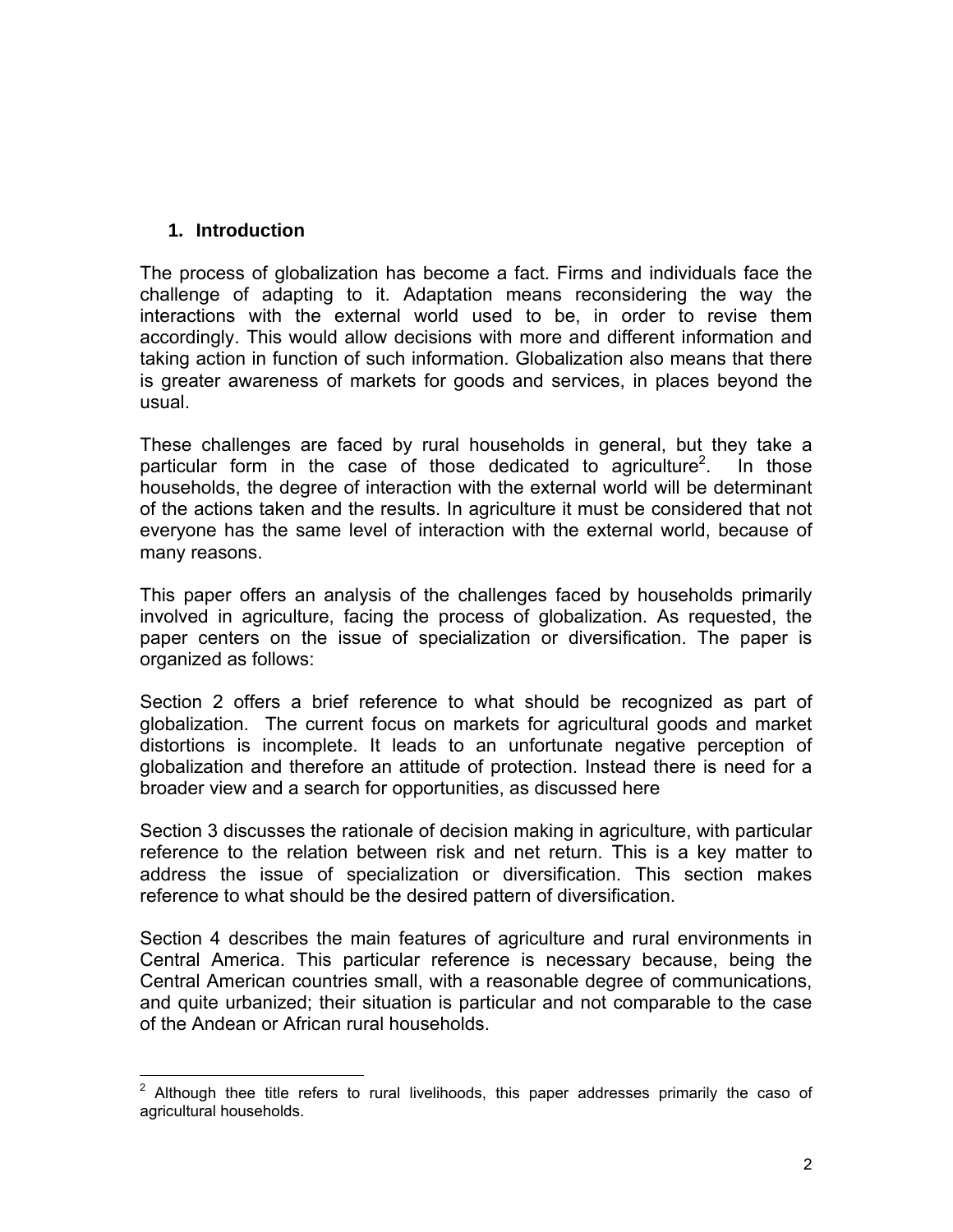## 1. Introduction

The process of globalization has become a fact. Firms and individuals face the challenge of adapting to it. Adaptation means reconsidering the way the interactions with the external world used to be, in order to revise them accordingly. This would allow decisions with more and different information and taking action in function of such information. Globalization also means that there is greater awareness of markets for goods and services, in places beyond the usual.

These challenges are faced by rural households in general, but they take a particular form in the case of those dedicated to agriculture[2]. In those households, the degree of interaction with the external world will be determinant of the actions taken and the results. In agriculture it must be considered that not everyone has the same level of interaction with the external world, because of many reasons.

This paper offers an analysis of the challenges faced by households primarily involved in agriculture, facing the process of globalization. As requested, the paper centers on the issue of specialization or diversification. The paper is organized as follows:

Section 2 offers a brief reference to what should be recognized as part of globalization. The current focus on markets for agricultural goods and market distortions is incomplete. It leads to an unfortunate negative perception of globalization and therefore an attitude of protection. Instead there is need for a broader view and a search for opportunities, as discussed here

Section 3 discusses the rationale of decision making in agriculture, with particular reference to the relation between risk and net return. This is a key matter to address the issue of specialization or diversification. This section makes reference to what should be the desired pattern of diversification.

Section 4 describes the main features of agriculture and rural environments in Central America. This particular reference is necessary because, being the Central American countries small, with a reasonable degree of communications, and quite urbanized; their situation is particular and not comparable to the case of the Andean or African rural households.

---

[2] Although thee title refers to rural livelihoods, this paper addresses primarily the caso of agricultural households.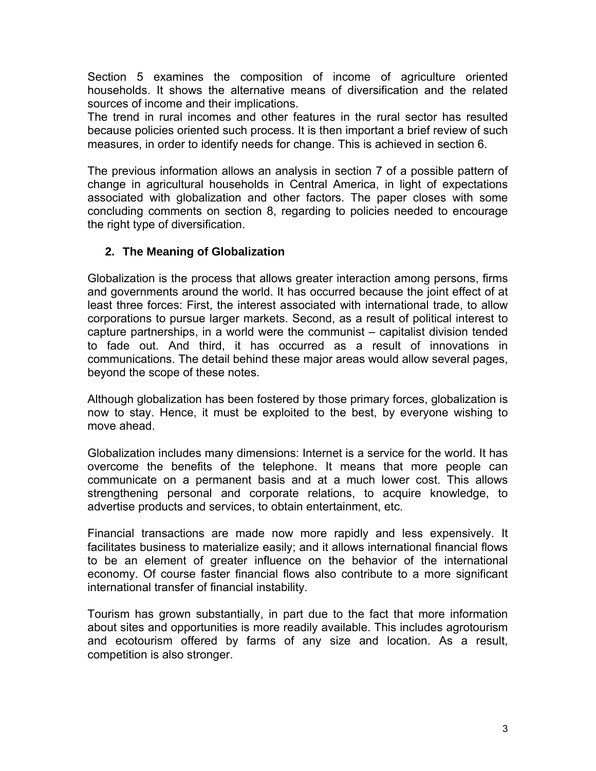Section 5 examines the composition of income of agriculture oriented households. It shows the alternative means of diversification and the related sources of income and their implications.
The trend in rural incomes and other features in the rural sector has resulted because policies oriented such process. It is then important a brief review of such measures, in order to identify needs for change. This is achieved in section 6.

The previous information allows an analysis in section 7 of a possible pattern of change in agricultural households in Central America, in light of expectations associated with globalization and other factors. The paper closes with some concluding comments on section 8, regarding to policies needed to encourage the right type of diversification.

## 2. The Meaning of Globalization

Globalization is the process that allows greater interaction among persons, firms and governments around the world. It has occurred because the joint effect of at least three forces: First, the interest associated with international trade, to allow corporations to pursue larger markets. Second, as a result of political interest to capture partnerships, in a world were the communist – capitalist division tended to fade out. And third, it has occurred as a result of innovations in communications. The detail behind these major areas would allow several pages, beyond the scope of these notes.

Although globalization has been fostered by those primary forces, globalization is now to stay. Hence, it must be exploited to the best, by everyone wishing to move ahead.

Globalization includes many dimensions: Internet is a service for the world. It has overcome the benefits of the telephone. It means that more people can communicate on a permanent basis and at a much lower cost. This allows strengthening personal and corporate relations, to acquire knowledge, to advertise products and services, to obtain entertainment, etc.

Financial transactions are made now more rapidly and less expensively. It facilitates business to materialize easily; and it allows international financial flows to be an element of greater influence on the behavior of the international economy. Of course faster financial flows also contribute to a more significant international transfer of financial instability.

Tourism has grown substantially, in part due to the fact that more information about sites and opportunities is more readily available. This includes agrotourism and ecotourism offered by farms of any size and location. As a result, competition is also stronger.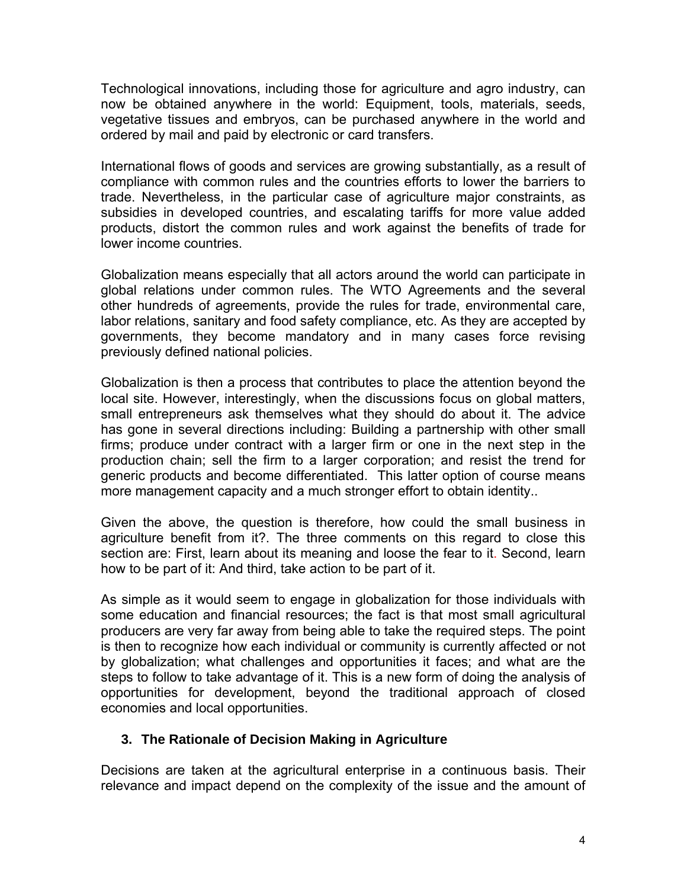Technological innovations, including those for agriculture and agro industry, can now be obtained anywhere in the world: Equipment, tools, materials, seeds, vegetative tissues and embryos, can be purchased anywhere in the world and ordered by mail and paid by electronic or card transfers.

International flows of goods and services are growing substantially, as a result of compliance with common rules and the countries efforts to lower the barriers to trade. Nevertheless, in the particular case of agriculture major constraints, as subsidies in developed countries, and escalating tariffs for more value added products, distort the common rules and work against the benefits of trade for lower income countries.

Globalization means especially that all actors around the world can participate in global relations under common rules. The WTO Agreements and the several other hundreds of agreements, provide the rules for trade, environmental care, labor relations, sanitary and food safety compliance, etc. As they are accepted by governments, they become mandatory and in many cases force revising previously defined national policies.

Globalization is then a process that contributes to place the attention beyond the local site. However, interestingly, when the discussions focus on global matters, small entrepreneurs ask themselves what they should do about it. The advice has gone in several directions including: Building a partnership with other small firms; produce under contract with a larger firm or one in the next step in the production chain; sell the firm to a larger corporation; and resist the trend for generic products and become differentiated. This latter option of course means more management capacity and a much stronger effort to obtain identity..

Given the above, the question is therefore, how could the small business in agriculture benefit from it?. The three comments on this regard to close this section are: First, learn about its meaning and loose the fear to it. Second, learn how to be part of it: And third, take action to be part of it.

As simple as it would seem to engage in globalization for those individuals with some education and financial resources; the fact is that most small agricultural producers are very far away from being able to take the required steps. The point is then to recognize how each individual or community is currently affected or not by globalization; what challenges and opportunities it faces; and what are the steps to follow to take advantage of it. This is a new form of doing the analysis of opportunities for development, beyond the traditional approach of closed economies and local opportunities.

## 3. The Rationale of Decision Making in Agriculture

Decisions are taken at the agricultural enterprise in a continuous basis. Their relevance and impact depend on the complexity of the issue and the amount of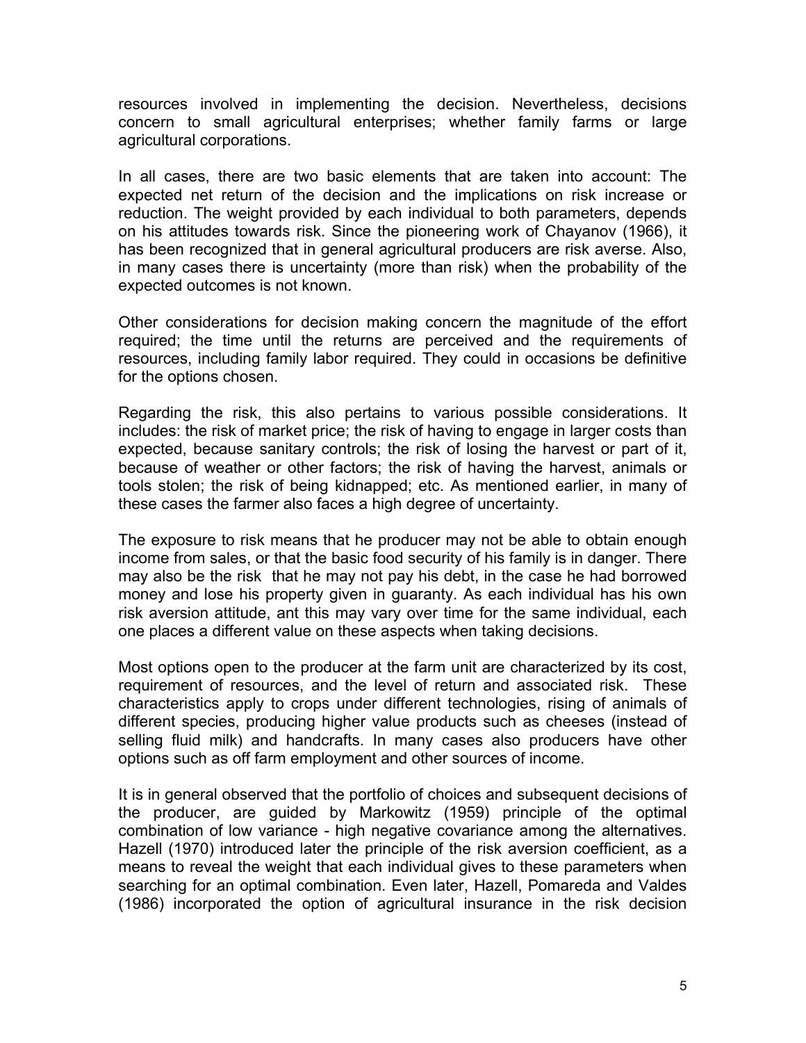resources involved in implementing the decision. Nevertheless, decisions concern to small agricultural enterprises; whether family farms or large agricultural corporations.

In all cases, there are two basic elements that are taken into account: The expected net return of the decision and the implications on risk increase or reduction. The weight provided by each individual to both parameters, depends on his attitudes towards risk. Since the pioneering work of Chayanov (1966), it has been recognized that in general agricultural producers are risk averse. Also, in many cases there is uncertainty (more than risk) when the probability of the expected outcomes is not known.

Other considerations for decision making concern the magnitude of the effort required; the time until the returns are perceived and the requirements of resources, including family labor required. They could in occasions be definitive for the options chosen.

Regarding the risk, this also pertains to various possible considerations. It includes: the risk of market price; the risk of having to engage in larger costs than expected, because sanitary controls; the risk of losing the harvest or part of it, because of weather or other factors; the risk of having the harvest, animals or tools stolen; the risk of being kidnapped; etc. As mentioned earlier, in many of these cases the farmer also faces a high degree of uncertainty.

The exposure to risk means that he producer may not be able to obtain enough income from sales, or that the basic food security of his family is in danger. There may also be the risk that he may not pay his debt, in the case he had borrowed money and lose his property given in guaranty. As each individual has his own risk aversion attitude, ant this may vary over time for the same individual, each one places a different value on these aspects when taking decisions.

Most options open to the producer at the farm unit are characterized by its cost, requirement of resources, and the level of return and associated risk. These characteristics apply to crops under different technologies, rising of animals of different species, producing higher value products such as cheeses (instead of selling fluid milk) and handcrafts. In many cases also producers have other options such as off farm employment and other sources of income.

It is in general observed that the portfolio of choices and subsequent decisions of the producer, are guided by Markowitz (1959) principle of the optimal combination of low variance - high negative covariance among the alternatives. Hazell (1970) introduced later the principle of the risk aversion coefficient, as a means to reveal the weight that each individual gives to these parameters when searching for an optimal combination. Even later, Hazell, Pomareda and Valdes (1986) incorporated the option of agricultural insurance in the risk decision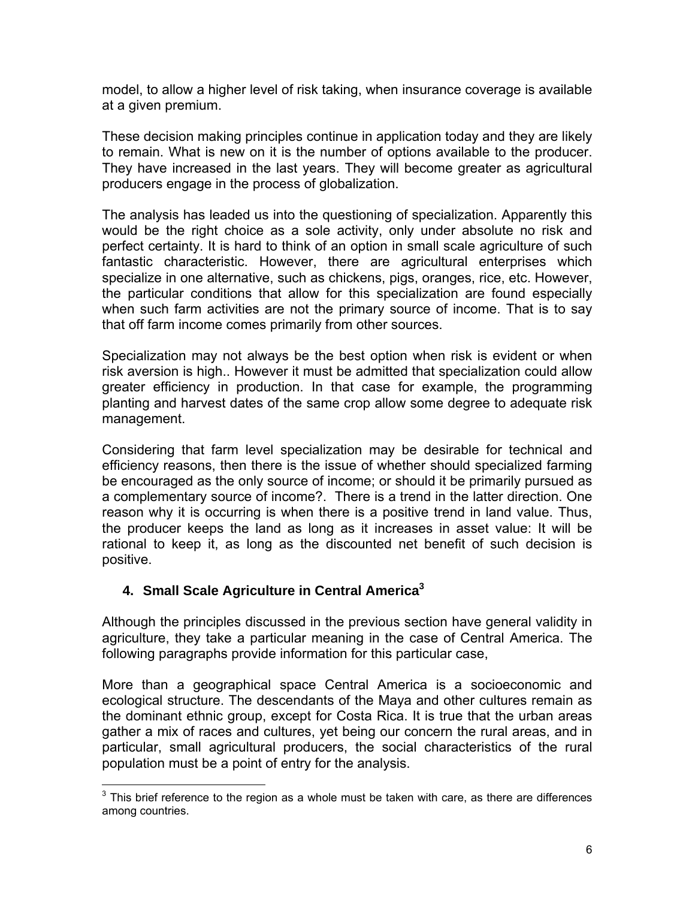model, to allow a higher level of risk taking, when insurance coverage is available at a given premium.

These decision making principles continue in application today and they are likely to remain. What is new on it is the number of options available to the producer. They have increased in the last years. They will become greater as agricultural producers engage in the process of globalization.

The analysis has leaded us into the questioning of specialization. Apparently this would be the right choice as a sole activity, only under absolute no risk and perfect certainty. It is hard to think of an option in small scale agriculture of such fantastic characteristic. However, there are agricultural enterprises which specialize in one alternative, such as chickens, pigs, oranges, rice, etc. However, the particular conditions that allow for this specialization are found especially when such farm activities are not the primary source of income. That is to say that off farm income comes primarily from other sources.

Specialization may not always be the best option when risk is evident or when risk aversion is high.. However it must be admitted that specialization could allow greater efficiency in production. In that case for example, the programming planting and harvest dates of the same crop allow some degree to adequate risk management.

Considering that farm level specialization may be desirable for technical and efficiency reasons, then there is the issue of whether should specialized farming be encouraged as the only source of income; or should it be primarily pursued as a complementary source of income?. There is a trend in the latter direction. One reason why it is occurring is when there is a positive trend in land value. Thus, the producer keeps the land as long as it increases in asset value: It will be rational to keep it, as long as the discounted net benefit of such decision is positive.

## 4. Small Scale Agriculture in Central America[3]

Although the principles discussed in the previous section have general validity in agriculture, they take a particular meaning in the case of Central America. The following paragraphs provide information for this particular case,

More than a geographical space Central America is a socioeconomic and ecological structure. The descendants of the Maya and other cultures remain as the dominant ethnic group, except for Costa Rica. It is true that the urban areas gather a mix of races and cultures, yet being our concern the rural areas, and in particular, small agricultural producers, the social characteristics of the rural population must be a point of entry for the analysis.

[3] This brief reference to the region as a whole must be taken with care, as there are differences among countries.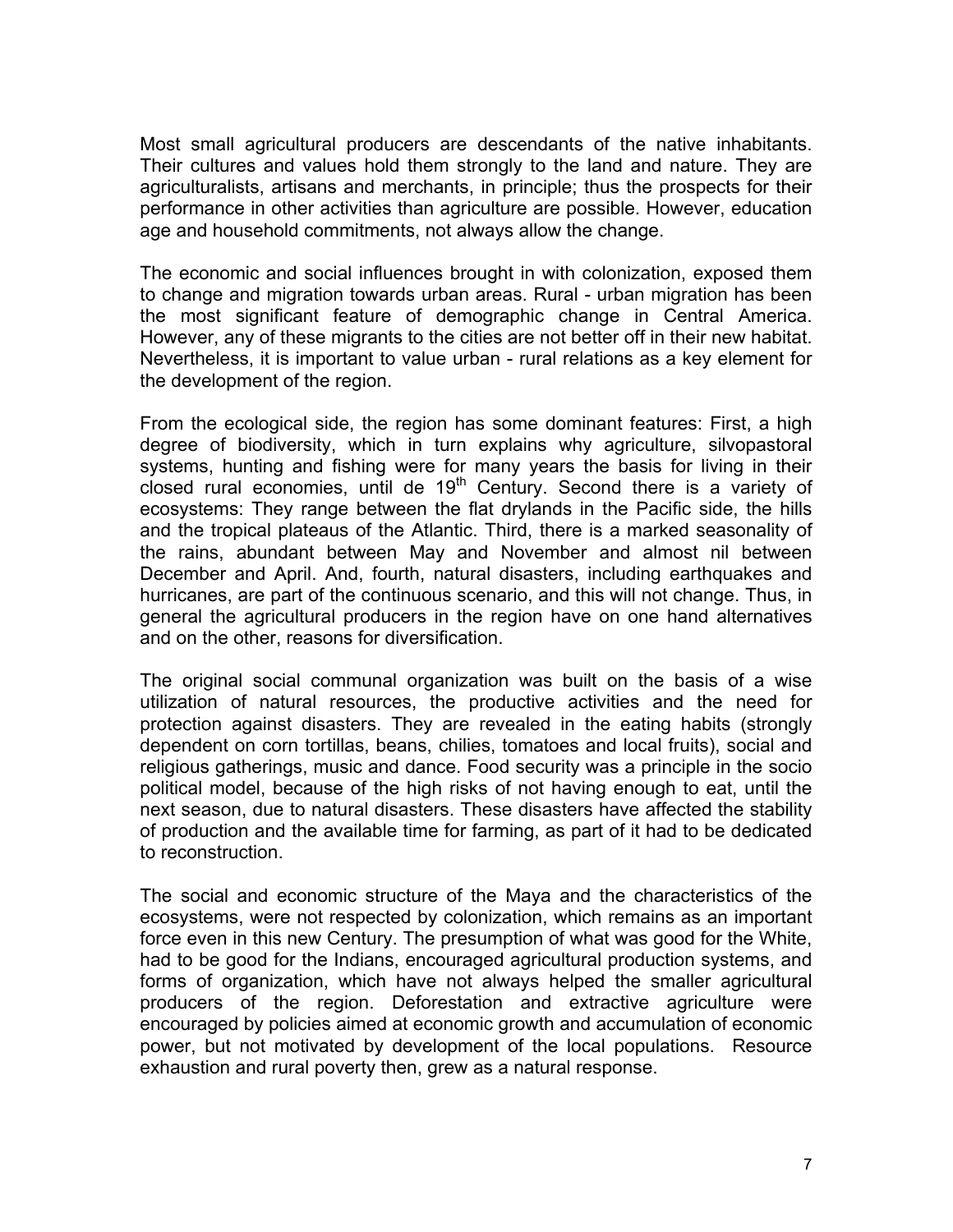Most small agricultural producers are descendants of the native inhabitants. Their cultures and values hold them strongly to the land and nature. They are agriculturalists, artisans and merchants, in principle; thus the prospects for their performance in other activities than agriculture are possible. However, education age and household commitments, not always allow the change.

The economic and social influences brought in with colonization, exposed them to change and migration towards urban areas. Rural - urban migration has been the most significant feature of demographic change in Central America. However, any of these migrants to the cities are not better off in their new habitat. Nevertheless, it is important to value urban - rural relations as a key element for the development of the region.

From the ecological side, the region has some dominant features: First, a high degree of biodiversity, which in turn explains why agriculture, silvopastoral systems, hunting and fishing were for many years the basis for living in their closed rural economies, until de 19th Century. Second there is a variety of ecosystems: They range between the flat drylands in the Pacific side, the hills and the tropical plateaus of the Atlantic. Third, there is a marked seasonality of the rains, abundant between May and November and almost nil between December and April. And, fourth, natural disasters, including earthquakes and hurricanes, are part of the continuous scenario, and this will not change. Thus, in general the agricultural producers in the region have on one hand alternatives and on the other, reasons for diversification.

The original social communal organization was built on the basis of a wise utilization of natural resources, the productive activities and the need for protection against disasters. They are revealed in the eating habits (strongly dependent on corn tortillas, beans, chilies, tomatoes and local fruits), social and religious gatherings, music and dance. Food security was a principle in the socio political model, because of the high risks of not having enough to eat, until the next season, due to natural disasters. These disasters have affected the stability of production and the available time for farming, as part of it had to be dedicated to reconstruction.

The social and economic structure of the Maya and the characteristics of the ecosystems, were not respected by colonization, which remains as an important force even in this new Century. The presumption of what was good for the White, had to be good for the Indians, encouraged agricultural production systems, and forms of organization, which have not always helped the smaller agricultural producers of the region. Deforestation and extractive agriculture were encouraged by policies aimed at economic growth and accumulation of economic power, but not motivated by development of the local populations. Resource exhaustion and rural poverty then, grew as a natural response.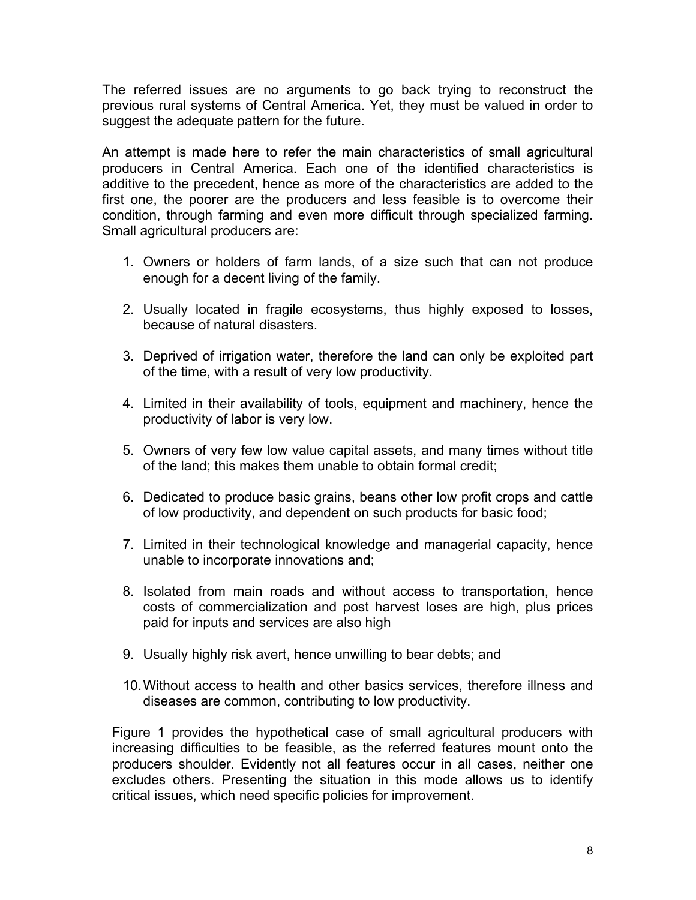The referred issues are no arguments to go back trying to reconstruct the previous rural systems of Central America. Yet, they must be valued in order to suggest the adequate pattern for the future.

An attempt is made here to refer the main characteristics of small agricultural producers in Central America. Each one of the identified characteristics is additive to the precedent, hence as more of the characteristics are added to the first one, the poorer are the producers and less feasible is to overcome their condition, through farming and even more difficult through specialized farming. Small agricultural producers are:

1. Owners or holders of farm lands, of a size such that can not produce enough for a decent living of the family.

2. Usually located in fragile ecosystems, thus highly exposed to losses, because of natural disasters.

3. Deprived of irrigation water, therefore the land can only be exploited part of the time, with a result of very low productivity.

4. Limited in their availability of tools, equipment and machinery, hence the productivity of labor is very low.

5. Owners of very few low value capital assets, and many times without title of the land; this makes them unable to obtain formal credit;

6. Dedicated to produce basic grains, beans other low profit crops and cattle of low productivity, and dependent on such products for basic food;

7. Limited in their technological knowledge and managerial capacity, hence unable to incorporate innovations and;

8. Isolated from main roads and without access to transportation, hence costs of commercialization and post harvest loses are high, plus prices paid for inputs and services are also high

9. Usually highly risk avert, hence unwilling to bear debts; and

10. Without access to health and other basics services, therefore illness and diseases are common, contributing to low productivity.

Figure 1 provides the hypothetical case of small agricultural producers with increasing difficulties to be feasible, as the referred features mount onto the producers shoulder. Evidently not all features occur in all cases, neither one excludes others. Presenting the situation in this mode allows us to identify critical issues, which need specific policies for improvement.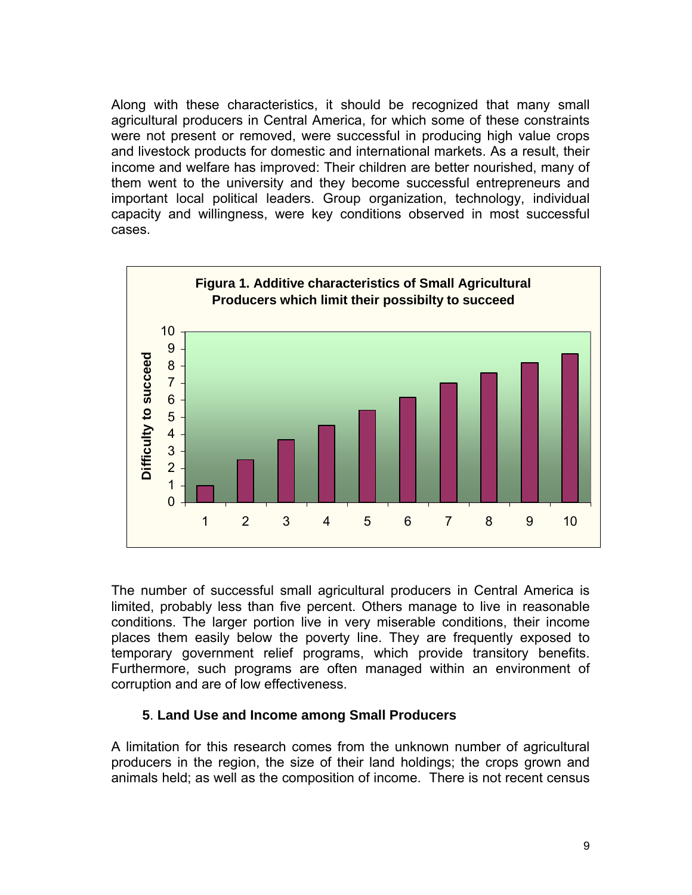Along with these characteristics, it should be recognized that many small agricultural producers in Central America, for which some of these constraints were not present or removed, were successful in producing high value crops and livestock products for domestic and international markets. As a result, their income and welfare has improved: Their children are better nourished, many of them went to the university and they become successful entrepreneurs and important local political leaders. Group organization, technology, individual capacity and willingness, were key conditions observed in most successful cases.

**Figura 1. Additive characteristics of Small Agricultural Producers which limit their possibilty to succeed**

The number of successful small agricultural producers in Central America is limited, probably less than five percent. Others manage to live in reasonable conditions. The larger portion live in very miserable conditions, their income places them easily below the poverty line. They are frequently exposed to temporary government relief programs, which provide transitory benefits. Furthermore, such programs are often managed within an environment of corruption and are of low effectiveness.

### 5. Land Use and Income among Small Producers

A limitation for this research comes from the unknown number of agricultural producers in the region, the size of their land holdings; the crops grown and animals held; as well as the composition of income. There is not recent census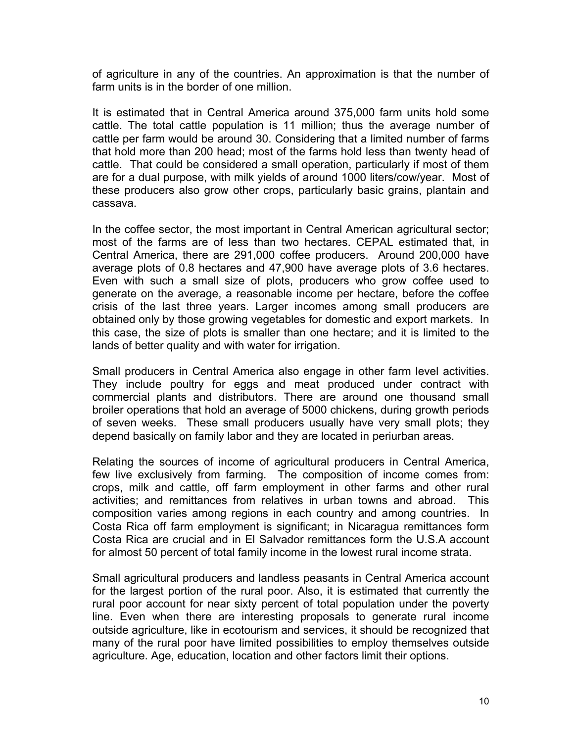of agriculture in any of the countries. An approximation is that the number of farm units is in the border of one million.

It is estimated that in Central America around 375,000 farm units hold some cattle. The total cattle population is 11 million; thus the average number of cattle per farm would be around 30. Considering that a limited number of farms that hold more than 200 head; most of the farms hold less than twenty head of cattle. That could be considered a small operation, particularly if most of them are for a dual purpose, with milk yields of around 1000 liters/cow/year. Most of these producers also grow other crops, particularly basic grains, plantain and cassava.

In the coffee sector, the most important in Central American agricultural sector; most of the farms are of less than two hectares. CEPAL estimated that, in Central America, there are 291,000 coffee producers. Around 200,000 have average plots of 0.8 hectares and 47,900 have average plots of 3.6 hectares. Even with such a small size of plots, producers who grow coffee used to generate on the average, a reasonable income per hectare, before the coffee crisis of the last three years. Larger incomes among small producers are obtained only by those growing vegetables for domestic and export markets. In this case, the size of plots is smaller than one hectare; and it is limited to the lands of better quality and with water for irrigation.

Small producers in Central America also engage in other farm level activities. They include poultry for eggs and meat produced under contract with commercial plants and distributors. There are around one thousand small broiler operations that hold an average of 5000 chickens, during growth periods of seven weeks. These small producers usually have very small plots; they depend basically on family labor and they are located in periurban areas.

Relating the sources of income of agricultural producers in Central America, few live exclusively from farming. The composition of income comes from: crops, milk and cattle, off farm employment in other farms and other rural activities; and remittances from relatives in urban towns and abroad. This composition varies among regions in each country and among countries. In Costa Rica off farm employment is significant; in Nicaragua remittances form Costa Rica are crucial and in El Salvador remittances form the U.S.A account for almost 50 percent of total family income in the lowest rural income strata.

Small agricultural producers and landless peasants in Central America account for the largest portion of the rural poor. Also, it is estimated that currently the rural poor account for near sixty percent of total population under the poverty line. Even when there are interesting proposals to generate rural income outside agriculture, like in ecotourism and services, it should be recognized that many of the rural poor have limited possibilities to employ themselves outside agriculture. Age, education, location and other factors limit their options.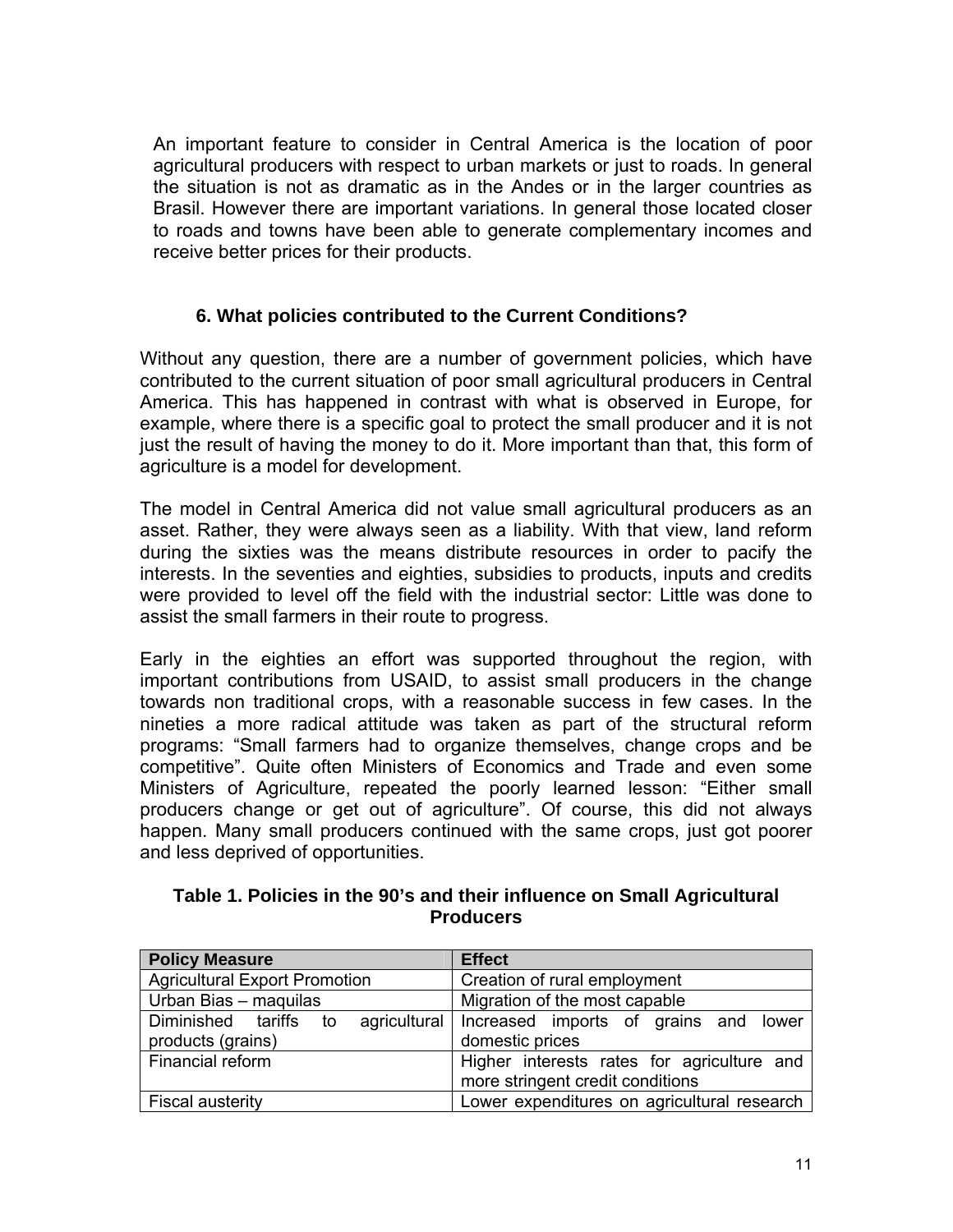An important feature to consider in Central America is the location of poor agricultural producers with respect to urban markets or just to roads. In general the situation is not as dramatic as in the Andes or in the larger countries as Brasil. However there are important variations. In general those located closer to roads and towns have been able to generate complementary incomes and receive better prices for their products.

### 6. What policies contributed to the Current Conditions?

Without any question, there are a number of government policies, which have contributed to the current situation of poor small agricultural producers in Central America. This has happened in contrast with what is observed in Europe, for example, where there is a specific goal to protect the small producer and it is not just the result of having the money to do it. More important than that, this form of agriculture is a model for development.

The model in Central America did not value small agricultural producers as an asset. Rather, they were always seen as a liability. With that view, land reform during the sixties was the means distribute resources in order to pacify the interests. In the seventies and eighties, subsidies to products, inputs and credits were provided to level off the field with the industrial sector: Little was done to assist the small farmers in their route to progress.

Early in the eighties an effort was supported throughout the region, with important contributions from USAID, to assist small producers in the change towards non traditional crops, with a reasonable success in few cases. In the nineties a more radical attitude was taken as part of the structural reform programs: "Small farmers had to organize themselves, change crops and be competitive". Quite often Ministers of Economics and Trade and even some Ministers of Agriculture, repeated the poorly learned lesson: "Either small producers change or get out of agriculture". Of course, this did not always happen. Many small producers continued with the same crops, just got poorer and less deprived of opportunities.

**Table 1. Policies in the 90's and their influence on Small Agricultural Producers**

| Policy Measure | Effect |
|---|---|
| Agricultural Export Promotion | Creation of rural employment |
| Urban Bias – maquilas | Migration of the most capable |
| Diminished tariffs to agricultural products (grains) | Increased imports of grains and lower domestic prices |
| Financial reform | Higher interests rates for agriculture and more stringent credit conditions |
| Fiscal austerity | Lower expenditures on agricultural research |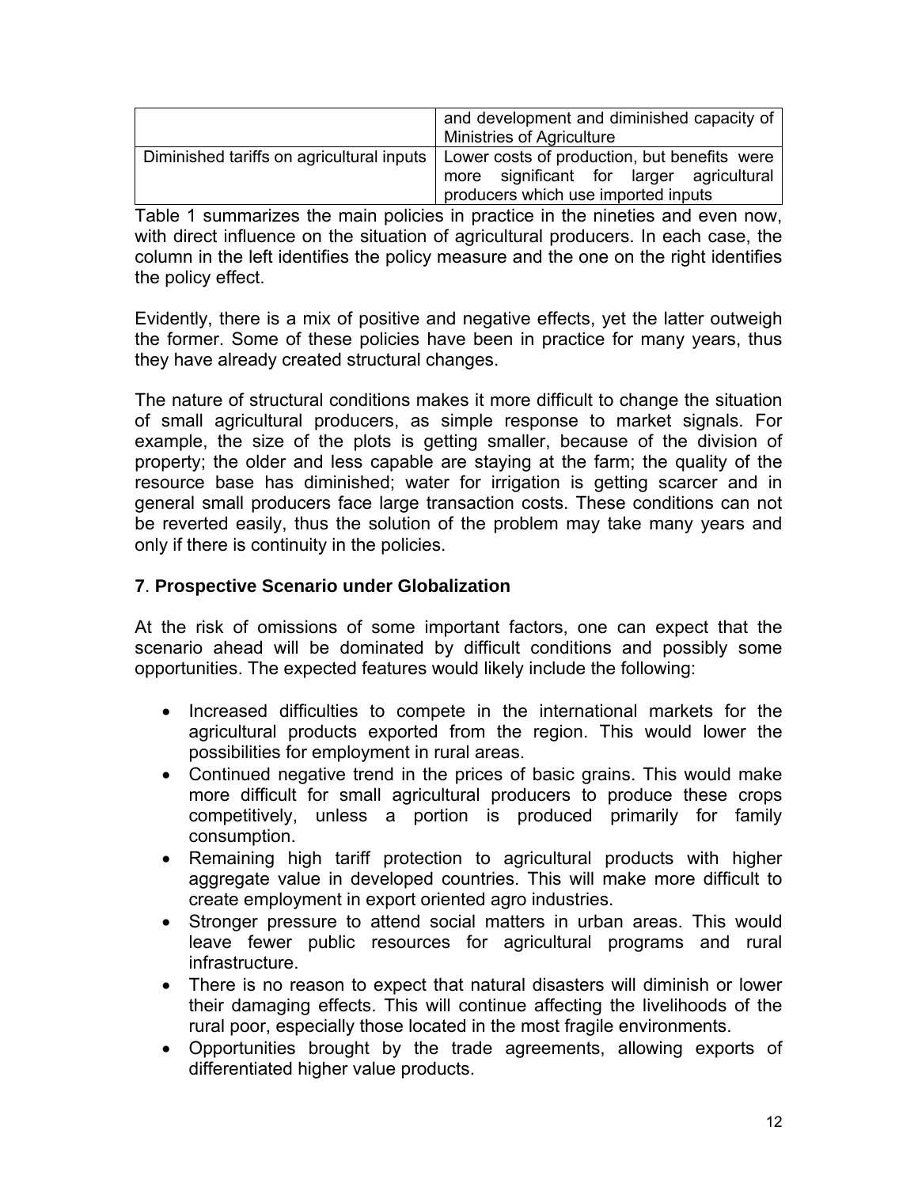| | |
|---|---|
| | and development and diminished capacity of Ministries of Agriculture |
| Diminished tariffs on agricultural inputs | Lower costs of production, but benefits were more significant for larger agricultural producers which use imported inputs |

Table 1 summarizes the main policies in practice in the nineties and even now, with direct influence on the situation of agricultural producers. In each case, the column in the left identifies the policy measure and the one on the right identifies the policy effect.

Evidently, there is a mix of positive and negative effects, yet the latter outweigh the former. Some of these policies have been in practice for many years, thus they have already created structural changes.

The nature of structural conditions makes it more difficult to change the situation of small agricultural producers, as simple response to market signals. For example, the size of the plots is getting smaller, because of the division of property; the older and less capable are staying at the farm; the quality of the resource base has diminished; water for irrigation is getting scarcer and in general small producers face large transaction costs. These conditions can not be reverted easily, thus the solution of the problem may take many years and only if there is continuity in the policies.

## 7. Prospective Scenario under Globalization

At the risk of omissions of some important factors, one can expect that the scenario ahead will be dominated by difficult conditions and possibly some opportunities. The expected features would likely include the following:

- Increased difficulties to compete in the international markets for the agricultural products exported from the region. This would lower the possibilities for employment in rural areas.
- Continued negative trend in the prices of basic grains. This would make more difficult for small agricultural producers to produce these crops competitively, unless a portion is produced primarily for family consumption.
- Remaining high tariff protection to agricultural products with higher aggregate value in developed countries. This will make more difficult to create employment in export oriented agro industries.
- Stronger pressure to attend social matters in urban areas. This would leave fewer public resources for agricultural programs and rural infrastructure.
- There is no reason to expect that natural disasters will diminish or lower their damaging effects. This will continue affecting the livelihoods of the rural poor, especially those located in the most fragile environments.
- Opportunities brought by the trade agreements, allowing exports of differentiated higher value products.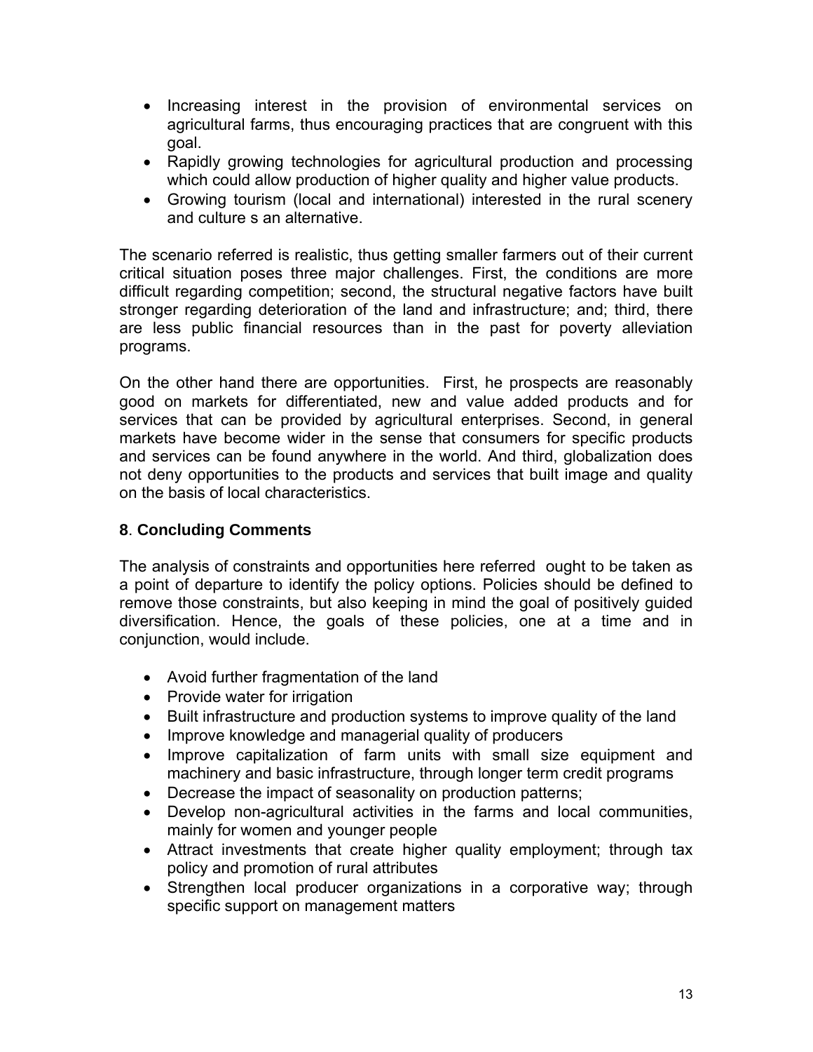- Increasing interest in the provision of environmental services on agricultural farms, thus encouraging practices that are congruent with this goal.
- Rapidly growing technologies for agricultural production and processing which could allow production of higher quality and higher value products.
- Growing tourism (local and international) interested in the rural scenery and culture s an alternative.

The scenario referred is realistic, thus getting smaller farmers out of their current critical situation poses three major challenges. First, the conditions are more difficult regarding competition; second, the structural negative factors have built stronger regarding deterioration of the land and infrastructure; and; third, there are less public financial resources than in the past for poverty alleviation programs.

On the other hand there are opportunities. First, he prospects are reasonably good on markets for differentiated, new and value added products and for services that can be provided by agricultural enterprises. Second, in general markets have become wider in the sense that consumers for specific products and services can be found anywhere in the world. And third, globalization does not deny opportunities to the products and services that built image and quality on the basis of local characteristics.

## **8**. **Concluding Comments**

The analysis of constraints and opportunities here referred ought to be taken as a point of departure to identify the policy options. Policies should be defined to remove those constraints, but also keeping in mind the goal of positively guided diversification. Hence, the goals of these policies, one at a time and in conjunction, would include.

- Avoid further fragmentation of the land
- Provide water for irrigation
- Built infrastructure and production systems to improve quality of the land
- Improve knowledge and managerial quality of producers
- Improve capitalization of farm units with small size equipment and machinery and basic infrastructure, through longer term credit programs
- Decrease the impact of seasonality on production patterns;
- Develop non-agricultural activities in the farms and local communities, mainly for women and younger people
- Attract investments that create higher quality employment; through tax policy and promotion of rural attributes
- Strengthen local producer organizations in a corporative way; through specific support on management matters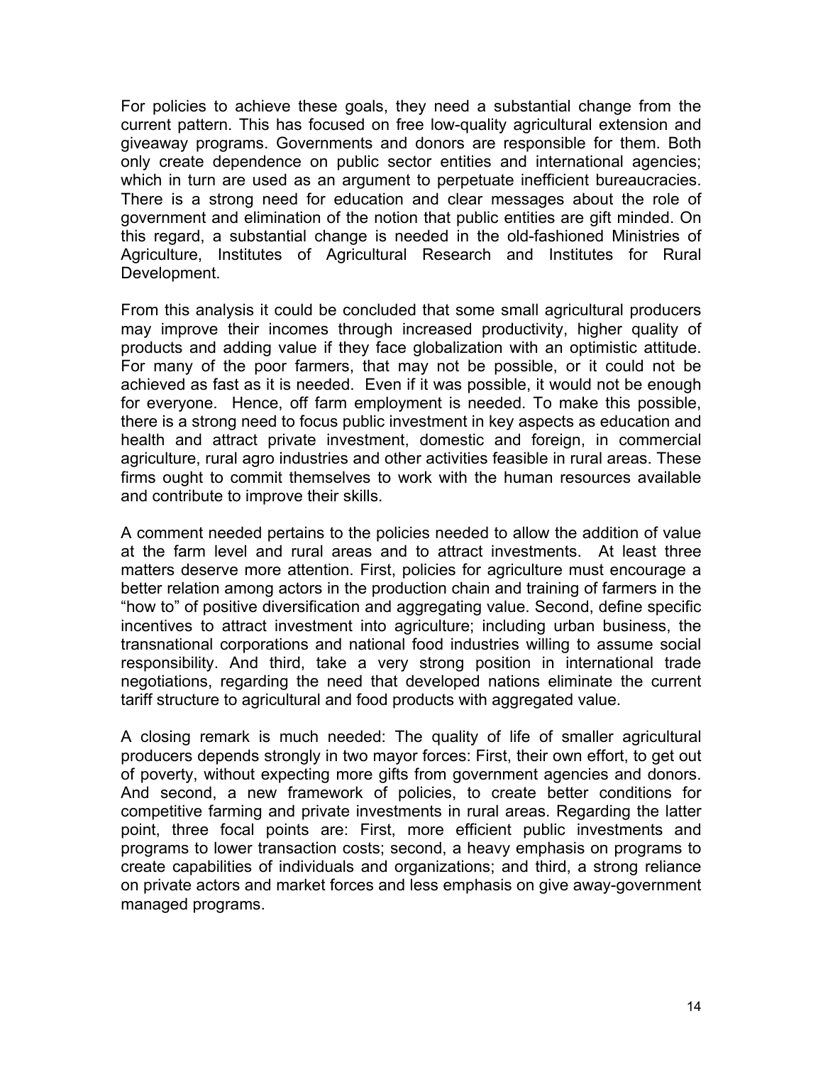For policies to achieve these goals, they need a substantial change from the current pattern. This has focused on free low-quality agricultural extension and giveaway programs. Governments and donors are responsible for them. Both only create dependence on public sector entities and international agencies; which in turn are used as an argument to perpetuate inefficient bureaucracies. There is a strong need for education and clear messages about the role of government and elimination of the notion that public entities are gift minded. On this regard, a substantial change is needed in the old-fashioned Ministries of Agriculture, Institutes of Agricultural Research and Institutes for Rural Development.

From this analysis it could be concluded that some small agricultural producers may improve their incomes through increased productivity, higher quality of products and adding value if they face globalization with an optimistic attitude. For many of the poor farmers, that may not be possible, or it could not be achieved as fast as it is needed. Even if it was possible, it would not be enough for everyone. Hence, off farm employment is needed. To make this possible, there is a strong need to focus public investment in key aspects as education and health and attract private investment, domestic and foreign, in commercial agriculture, rural agro industries and other activities feasible in rural areas. These firms ought to commit themselves to work with the human resources available and contribute to improve their skills.

A comment needed pertains to the policies needed to allow the addition of value at the farm level and rural areas and to attract investments. At least three matters deserve more attention. First, policies for agriculture must encourage a better relation among actors in the production chain and training of farmers in the "how to" of positive diversification and aggregating value. Second, define specific incentives to attract investment into agriculture; including urban business, the transnational corporations and national food industries willing to assume social responsibility. And third, take a very strong position in international trade negotiations, regarding the need that developed nations eliminate the current tariff structure to agricultural and food products with aggregated value.

A closing remark is much needed: The quality of life of smaller agricultural producers depends strongly in two mayor forces: First, their own effort, to get out of poverty, without expecting more gifts from government agencies and donors. And second, a new framework of policies, to create better conditions for competitive farming and private investments in rural areas. Regarding the latter point, three focal points are: First, more efficient public investments and programs to lower transaction costs; second, a heavy emphasis on programs to create capabilities of individuals and organizations; and third, a strong reliance on private actors and market forces and less emphasis on give away-government managed programs.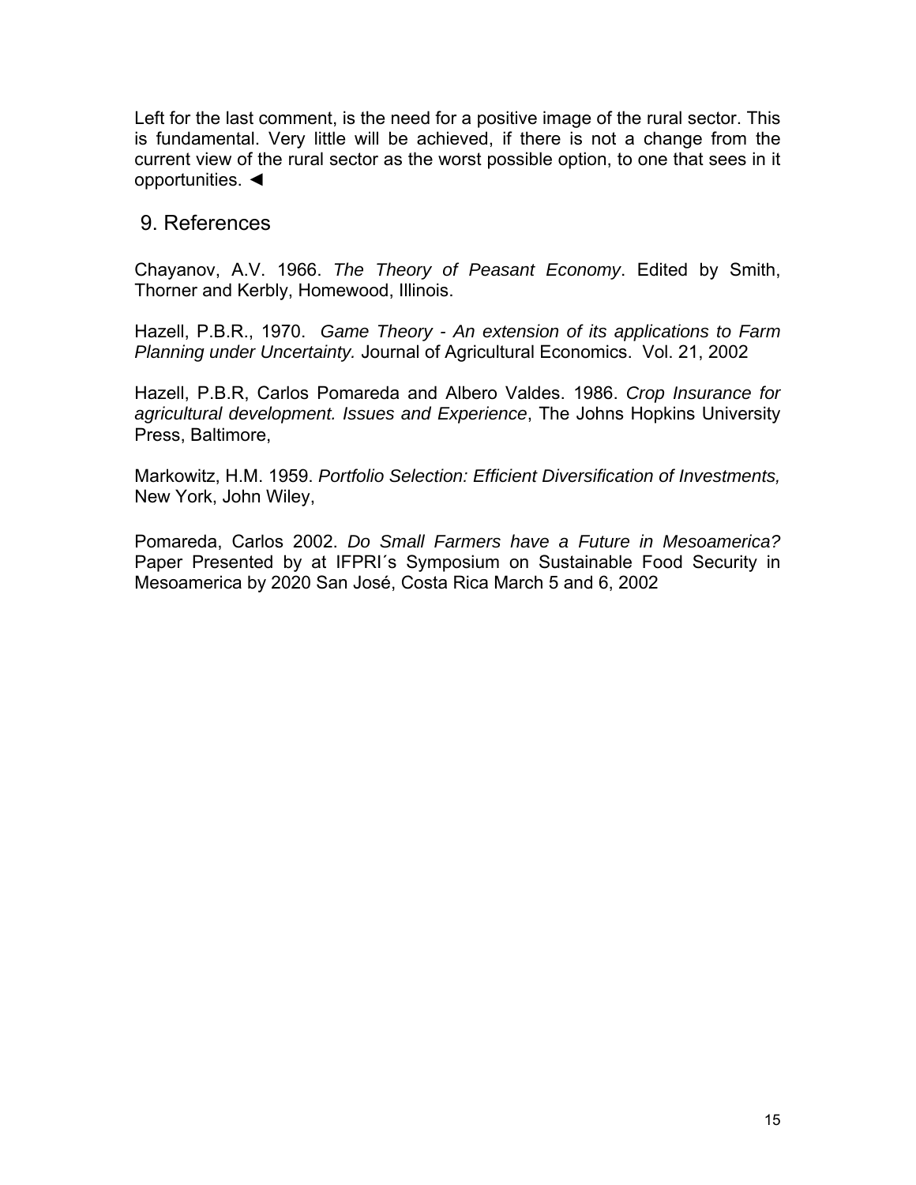Left for the last comment, is the need for a positive image of the rural sector. This is fundamental. Very little will be achieved, if there is not a change from the current view of the rural sector as the worst possible option, to one that sees in it opportunities. ◄

## 9. References

Chayanov, A.V. 1966. *The Theory of Peasant Economy*. Edited by Smith, Thorner and Kerbly, Homewood, Illinois.

Hazell, P.B.R., 1970. *Game Theory - An extension of its applications to Farm Planning under Uncertainty.* Journal of Agricultural Economics. Vol. 21, 2002

Hazell, P.B.R, Carlos Pomareda and Albero Valdes. 1986. *Crop Insurance for agricultural development. Issues and Experience*, The Johns Hopkins University Press, Baltimore,

Markowitz, H.M. 1959. *Portfolio Selection: Efficient Diversification of Investments,* New York, John Wiley,

Pomareda, Carlos 2002. *Do Small Farmers have a Future in Mesoamerica?* Paper Presented by at IFPRI´s Symposium on Sustainable Food Security in Mesoamerica by 2020 San José, Costa Rica March 5 and 6, 2002